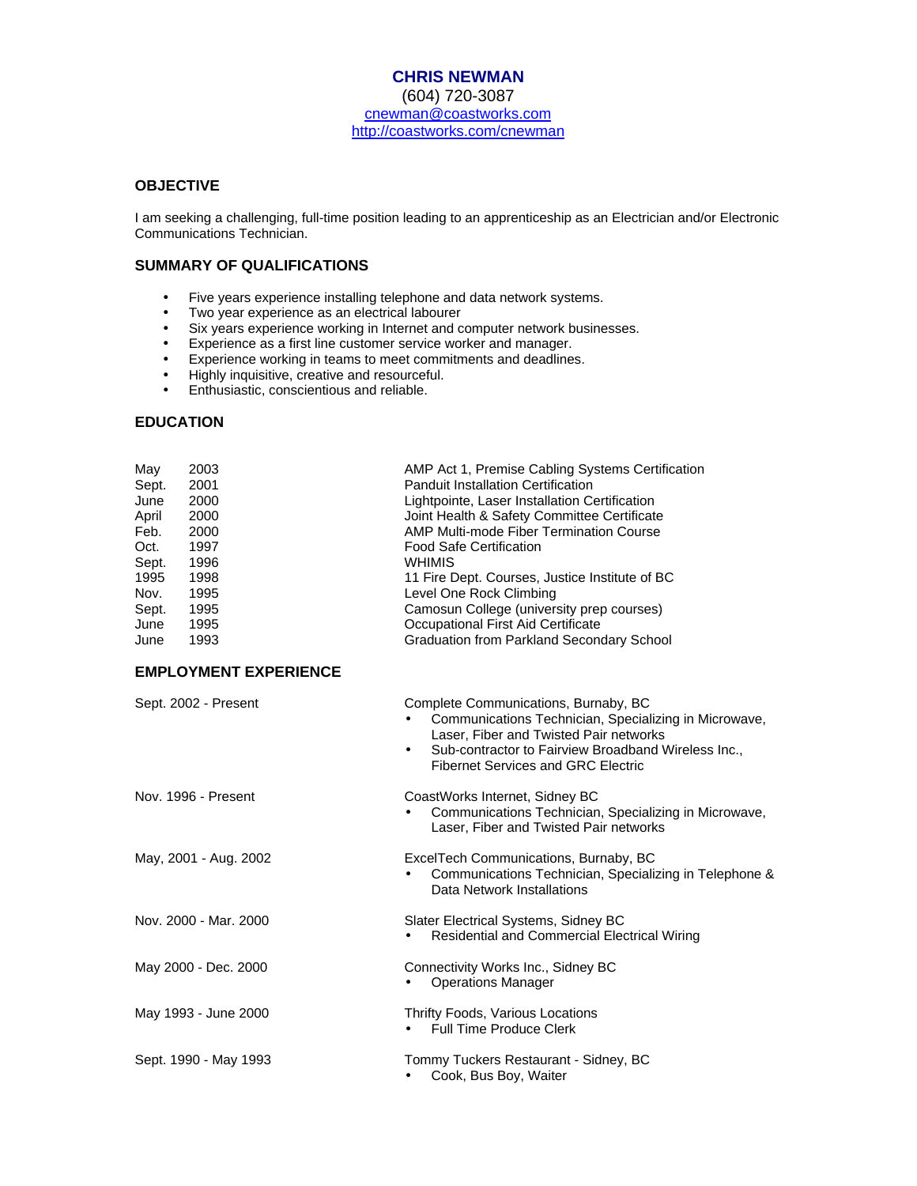# CHRIS NEWMAN

(604) 720-3087
cnewman@coastworks.com
http://coastworks.com/cnewman

## OBJECTIVE

I am seeking a challenging, full-time position leading to an apprenticeship as an Electrician and/or Electronic Communications Technician.

## SUMMARY OF QUALIFICATIONS

- Five years experience installing telephone and data network systems.
- Two year experience as an electrical labourer
- Six years experience working in Internet and computer network businesses.
- Experience as a first line customer service worker and manager.
- Experience working in teams to meet commitments and deadlines.
- Highly inquisitive, creative and resourceful.
- Enthusiastic, conscientious and reliable.

## EDUCATION

| | | |
|---|---|---|
| May | 2003 | AMP Act 1, Premise Cabling Systems Certification |
| Sept. | 2001 | Panduit Installation Certification |
| June | 2000 | Lightpointe, Laser Installation Certification |
| April | 2000 | Joint Health & Safety Committee Certificate |
| Feb. | 2000 | AMP Multi-mode Fiber Termination Course |
| Oct. | 1997 | Food Safe Certification |
| Sept. | 1996 | WHIMIS |
| 1995 | 1998 | 11 Fire Dept. Courses, Justice Institute of BC |
| Nov. | 1995 | Level One Rock Climbing |
| Sept. | 1995 | Camosun College (university prep courses) |
| June | 1995 | Occupational First Aid Certificate |
| June | 1993 | Graduation from Parkland Secondary School |

## EMPLOYMENT EXPERIENCE

**Sept. 2002 - Present** — Complete Communications, Burnaby, BC
- Communications Technician, Specializing in Microwave, Laser, Fiber and Twisted Pair networks
- Sub-contractor to Fairview Broadband Wireless Inc., Fibernet Services and GRC Electric

**Nov. 1996 - Present** — CoastWorks Internet, Sidney BC
- Communications Technician, Specializing in Microwave, Laser, Fiber and Twisted Pair networks

**May, 2001 - Aug. 2002** — ExcelTech Communications, Burnaby, BC
- Communications Technician, Specializing in Telephone & Data Network Installations

**Nov. 2000 - Mar. 2000** — Slater Electrical Systems, Sidney BC
- Residential and Commercial Electrical Wiring

**May 2000 - Dec. 2000** — Connectivity Works Inc., Sidney BC
- Operations Manager

**May 1993 - June 2000** — Thrifty Foods, Various Locations
- Full Time Produce Clerk

**Sept. 1990 - May 1993** — Tommy Tuckers Restaurant - Sidney, BC
- Cook, Bus Boy, Waiter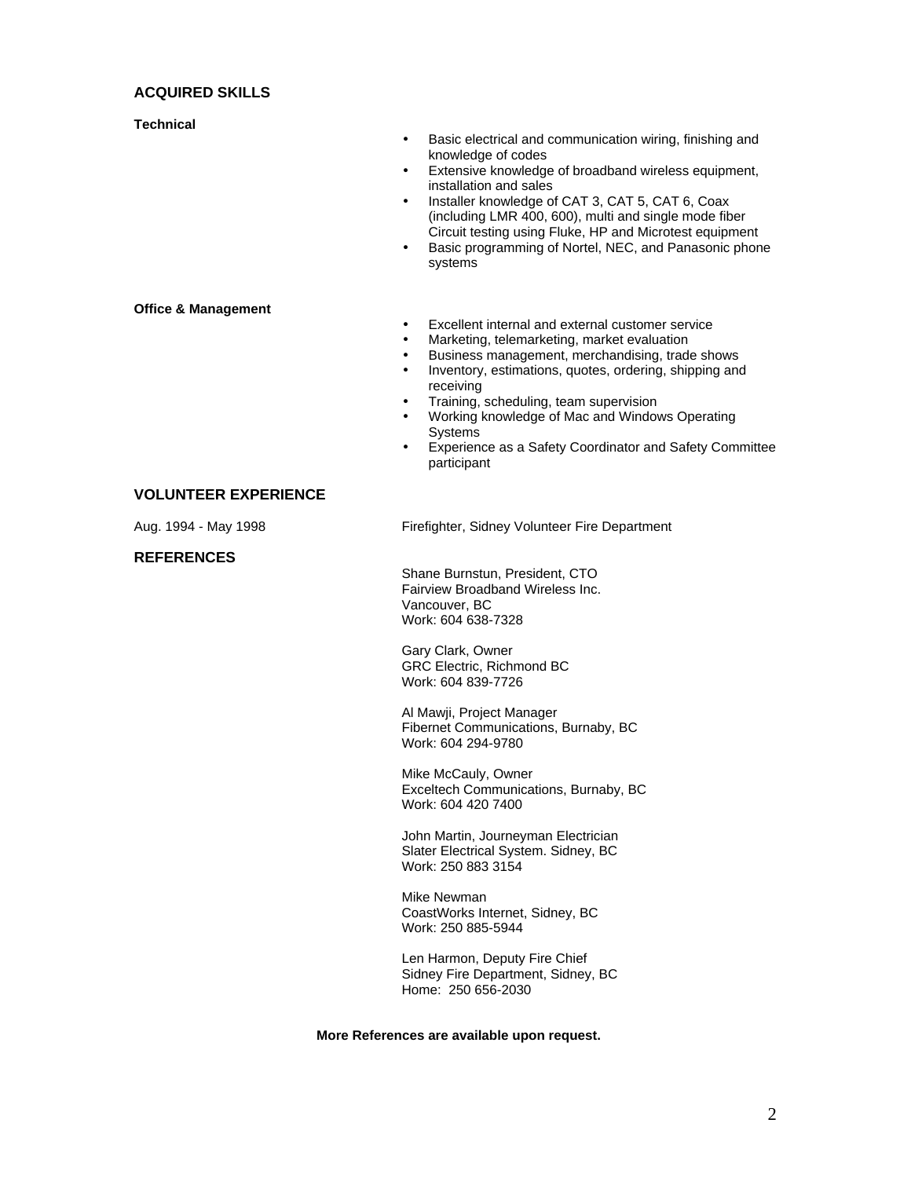## ACQUIRED SKILLS

### Technical

- Basic electrical and communication wiring, finishing and knowledge of codes
- Extensive knowledge of broadband wireless equipment, installation and sales
- Installer knowledge of CAT 3, CAT 5, CAT 6, Coax (including LMR 400, 600), multi and single mode fiber Circuit testing using Fluke, HP and Microtest equipment
- Basic programming of Nortel, NEC, and Panasonic phone systems

### Office & Management

- Excellent internal and external customer service
- Marketing, telemarketing, market evaluation
- Business management, merchandising, trade shows
- Inventory, estimations, quotes, ordering, shipping and receiving
- Training, scheduling, team supervision
- Working knowledge of Mac and Windows Operating Systems
- Experience as a Safety Coordinator and Safety Committee participant

## VOLUNTEER EXPERIENCE

Aug. 1994 - May 1998 — Firefighter, Sidney Volunteer Fire Department

## REFERENCES

Shane Burnstun, President, CTO
Fairview Broadband Wireless Inc.
Vancouver, BC
Work: 604 638-7328

Gary Clark, Owner
GRC Electric, Richmond BC
Work: 604 839-7726

Al Mawji, Project Manager
Fibernet Communications, Burnaby, BC
Work: 604 294-9780

Mike McCauly, Owner
Exceltech Communications, Burnaby, BC
Work: 604 420 7400

John Martin, Journeyman Electrician
Slater Electrical System. Sidney, BC
Work: 250 883 3154

Mike Newman
CoastWorks Internet, Sidney, BC
Work: 250 885-5944

Len Harmon, Deputy Fire Chief
Sidney Fire Department, Sidney, BC
Home: 250 656-2030

**More References are available upon request.**